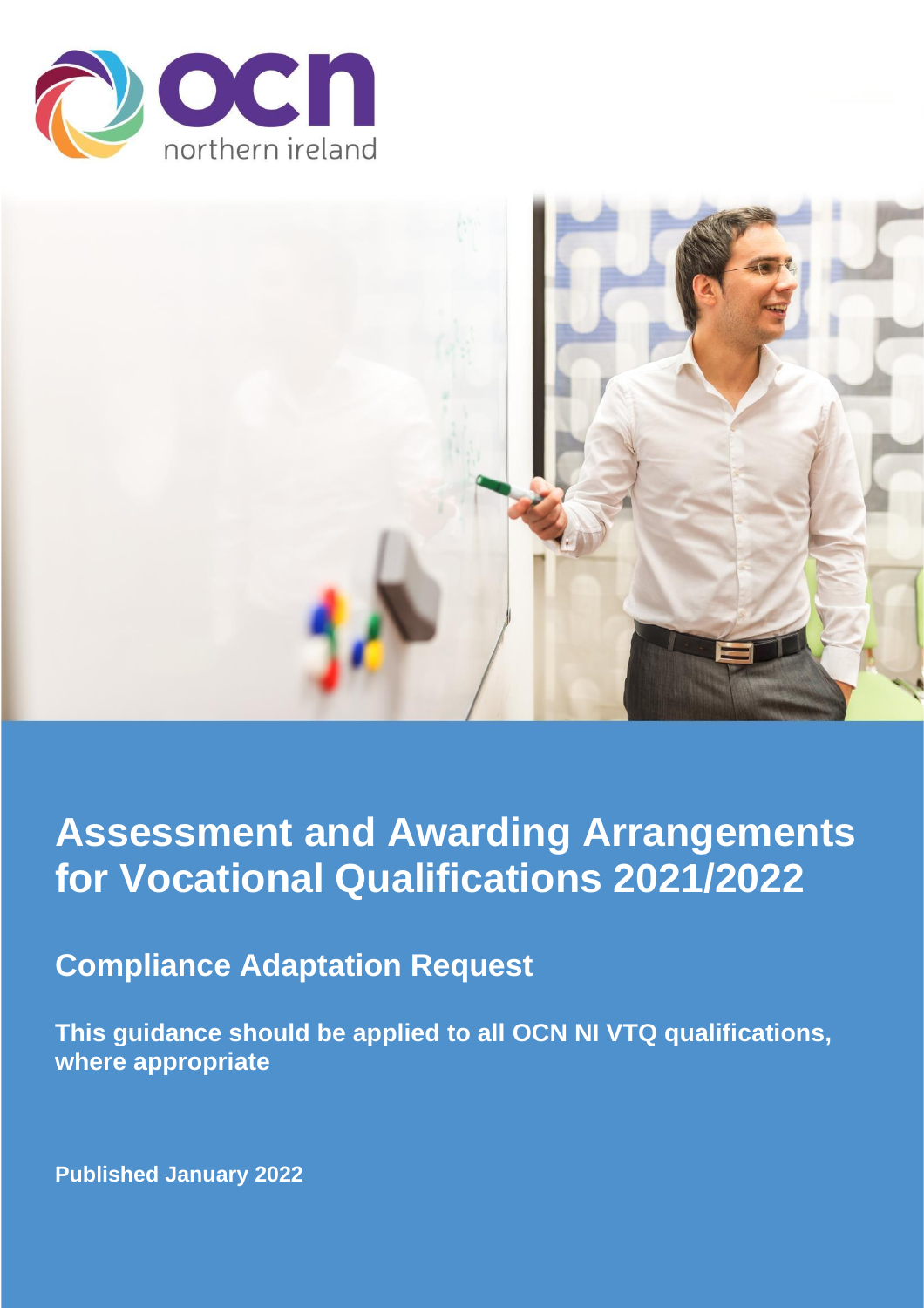# Assessment and Awarding Arrangements for Vocational Qualifications 2021/2022

## Compliance Adaptation Request

**This guidance should be applied to all OCN NI VTQ qualifications, where appropriate**

**Published January 2022**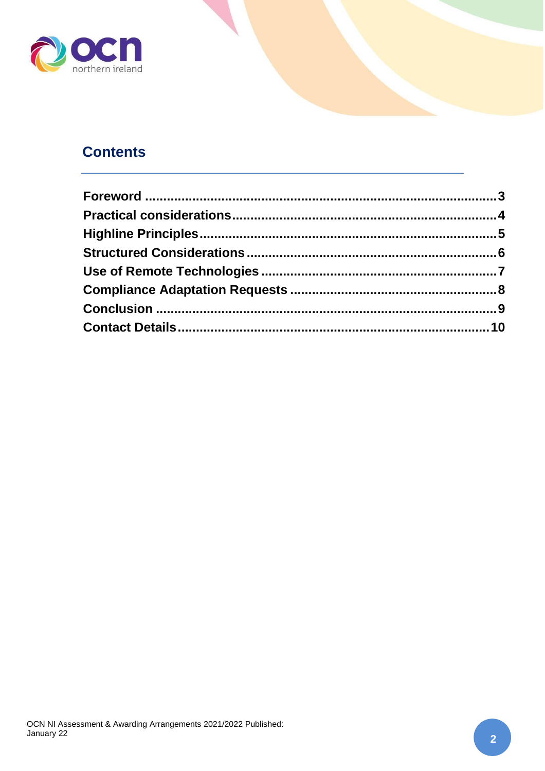## Contents

| | |
|---|---|
| **Foreword** | **3** |
| **Practical considerations** | **4** |
| **Highline Principles** | **5** |
| **Structured Considerations** | **6** |
| **Use of Remote Technologies** | **7** |
| **Compliance Adaptation Requests** | **8** |
| **Conclusion** | **9** |
| **Contact Details** | **10** |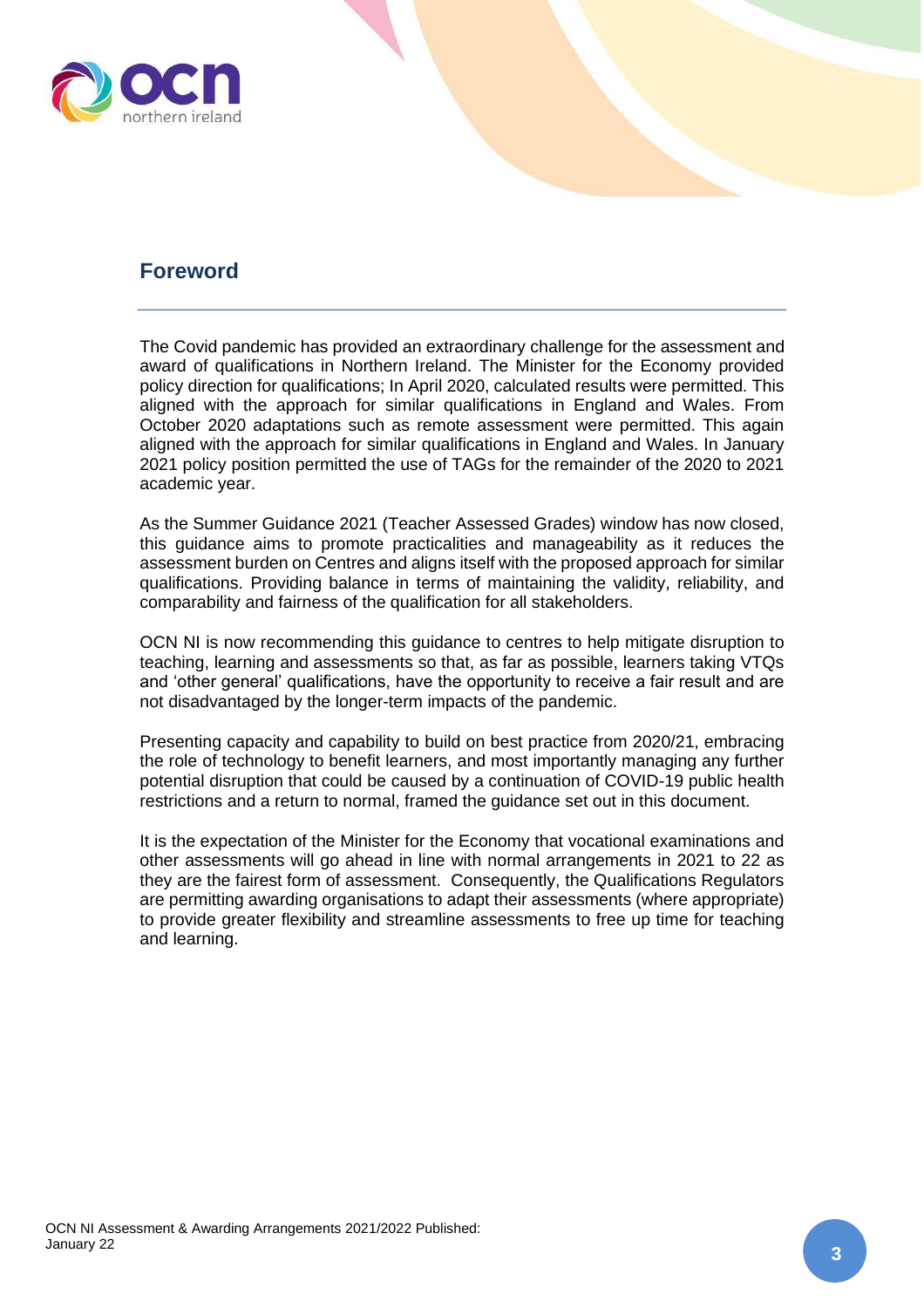## Foreword

The Covid pandemic has provided an extraordinary challenge for the assessment and award of qualifications in Northern Ireland. The Minister for the Economy provided policy direction for qualifications; In April 2020, calculated results were permitted. This aligned with the approach for similar qualifications in England and Wales. From October 2020 adaptations such as remote assessment were permitted. This again aligned with the approach for similar qualifications in England and Wales. In January 2021 policy position permitted the use of TAGs for the remainder of the 2020 to 2021 academic year.

As the Summer Guidance 2021 (Teacher Assessed Grades) window has now closed, this guidance aims to promote practicalities and manageability as it reduces the assessment burden on Centres and aligns itself with the proposed approach for similar qualifications. Providing balance in terms of maintaining the validity, reliability, and comparability and fairness of the qualification for all stakeholders.

OCN NI is now recommending this guidance to centres to help mitigate disruption to teaching, learning and assessments so that, as far as possible, learners taking VTQs and 'other general' qualifications, have the opportunity to receive a fair result and are not disadvantaged by the longer-term impacts of the pandemic.

Presenting capacity and capability to build on best practice from 2020/21, embracing the role of technology to benefit learners, and most importantly managing any further potential disruption that could be caused by a continuation of COVID-19 public health restrictions and a return to normal, framed the guidance set out in this document.

It is the expectation of the Minister for the Economy that vocational examinations and other assessments will go ahead in line with normal arrangements in 2021 to 22 as they are the fairest form of assessment. Consequently, the Qualifications Regulators are permitting awarding organisations to adapt their assessments (where appropriate) to provide greater flexibility and streamline assessments to free up time for teaching and learning.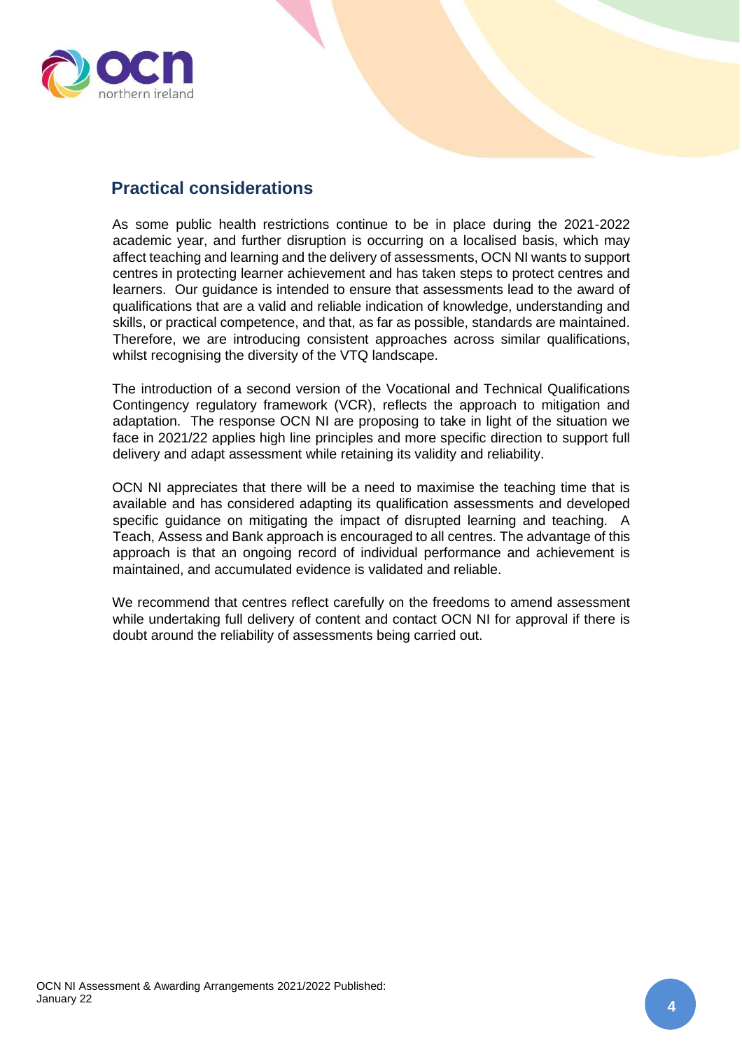## Practical considerations

As some public health restrictions continue to be in place during the 2021-2022 academic year, and further disruption is occurring on a localised basis, which may affect teaching and learning and the delivery of assessments, OCN NI wants to support centres in protecting learner achievement and has taken steps to protect centres and learners. Our guidance is intended to ensure that assessments lead to the award of qualifications that are a valid and reliable indication of knowledge, understanding and skills, or practical competence, and that, as far as possible, standards are maintained. Therefore, we are introducing consistent approaches across similar qualifications, whilst recognising the diversity of the VTQ landscape.

The introduction of a second version of the Vocational and Technical Qualifications Contingency regulatory framework (VCR), reflects the approach to mitigation and adaptation. The response OCN NI are proposing to take in light of the situation we face in 2021/22 applies high line principles and more specific direction to support full delivery and adapt assessment while retaining its validity and reliability.

OCN NI appreciates that there will be a need to maximise the teaching time that is available and has considered adapting its qualification assessments and developed specific guidance on mitigating the impact of disrupted learning and teaching. A Teach, Assess and Bank approach is encouraged to all centres. The advantage of this approach is that an ongoing record of individual performance and achievement is maintained, and accumulated evidence is validated and reliable.

We recommend that centres reflect carefully on the freedoms to amend assessment while undertaking full delivery of content and contact OCN NI for approval if there is doubt around the reliability of assessments being carried out.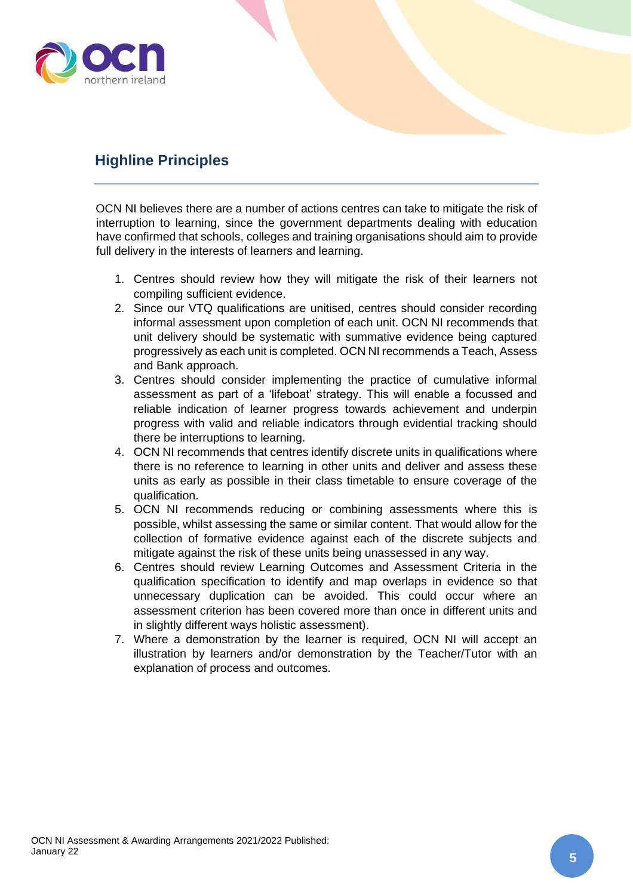## Highline Principles

OCN NI believes there are a number of actions centres can take to mitigate the risk of interruption to learning, since the government departments dealing with education have confirmed that schools, colleges and training organisations should aim to provide full delivery in the interests of learners and learning.

1. Centres should review how they will mitigate the risk of their learners not compiling sufficient evidence.
2. Since our VTQ qualifications are unitised, centres should consider recording informal assessment upon completion of each unit. OCN NI recommends that unit delivery should be systematic with summative evidence being captured progressively as each unit is completed. OCN NI recommends a Teach, Assess and Bank approach.
3. Centres should consider implementing the practice of cumulative informal assessment as part of a 'lifeboat' strategy. This will enable a focussed and reliable indication of learner progress towards achievement and underpin progress with valid and reliable indicators through evidential tracking should there be interruptions to learning.
4. OCN NI recommends that centres identify discrete units in qualifications where there is no reference to learning in other units and deliver and assess these units as early as possible in their class timetable to ensure coverage of the qualification.
5. OCN NI recommends reducing or combining assessments where this is possible, whilst assessing the same or similar content. That would allow for the collection of formative evidence against each of the discrete subjects and mitigate against the risk of these units being unassessed in any way.
6. Centres should review Learning Outcomes and Assessment Criteria in the qualification specification to identify and map overlaps in evidence so that unnecessary duplication can be avoided. This could occur where an assessment criterion has been covered more than once in different units and in slightly different ways holistic assessment).
7. Where a demonstration by the learner is required, OCN NI will accept an illustration by learners and/or demonstration by the Teacher/Tutor with an explanation of process and outcomes.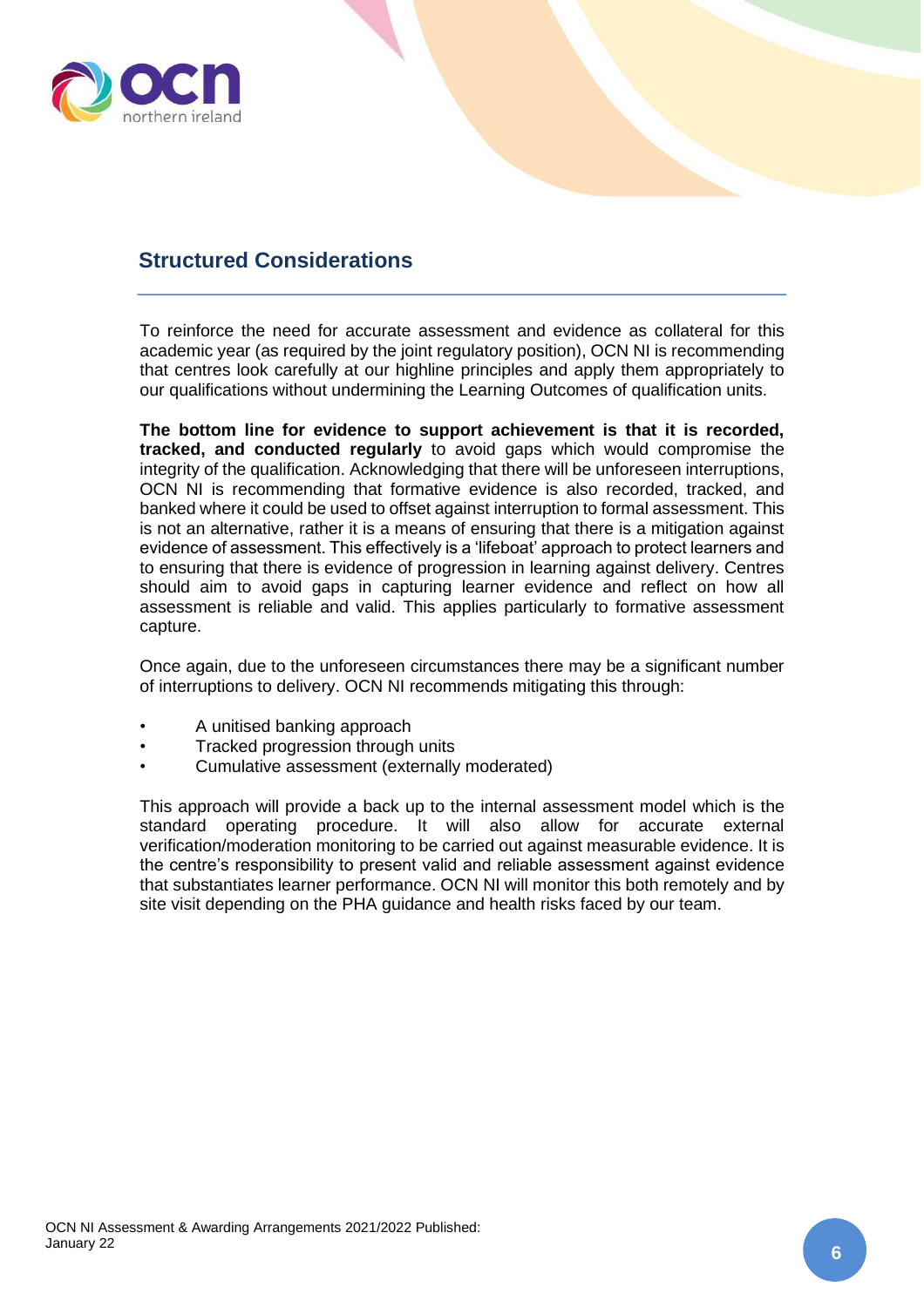## Structured Considerations

To reinforce the need for accurate assessment and evidence as collateral for this academic year (as required by the joint regulatory position), OCN NI is recommending that centres look carefully at our highline principles and apply them appropriately to our qualifications without undermining the Learning Outcomes of qualification units.

**The bottom line for evidence to support achievement is that it is recorded, tracked, and conducted regularly** to avoid gaps which would compromise the integrity of the qualification. Acknowledging that there will be unforeseen interruptions, OCN NI is recommending that formative evidence is also recorded, tracked, and banked where it could be used to offset against interruption to formal assessment. This is not an alternative, rather it is a means of ensuring that there is a mitigation against evidence of assessment. This effectively is a 'lifeboat' approach to protect learners and to ensuring that there is evidence of progression in learning against delivery. Centres should aim to avoid gaps in capturing learner evidence and reflect on how all assessment is reliable and valid. This applies particularly to formative assessment capture.

Once again, due to the unforeseen circumstances there may be a significant number of interruptions to delivery. OCN NI recommends mitigating this through:

- A unitised banking approach
- Tracked progression through units
- Cumulative assessment (externally moderated)

This approach will provide a back up to the internal assessment model which is the standard operating procedure. It will also allow for accurate external verification/moderation monitoring to be carried out against measurable evidence. It is the centre's responsibility to present valid and reliable assessment against evidence that substantiates learner performance. OCN NI will monitor this both remotely and by site visit depending on the PHA guidance and health risks faced by our team.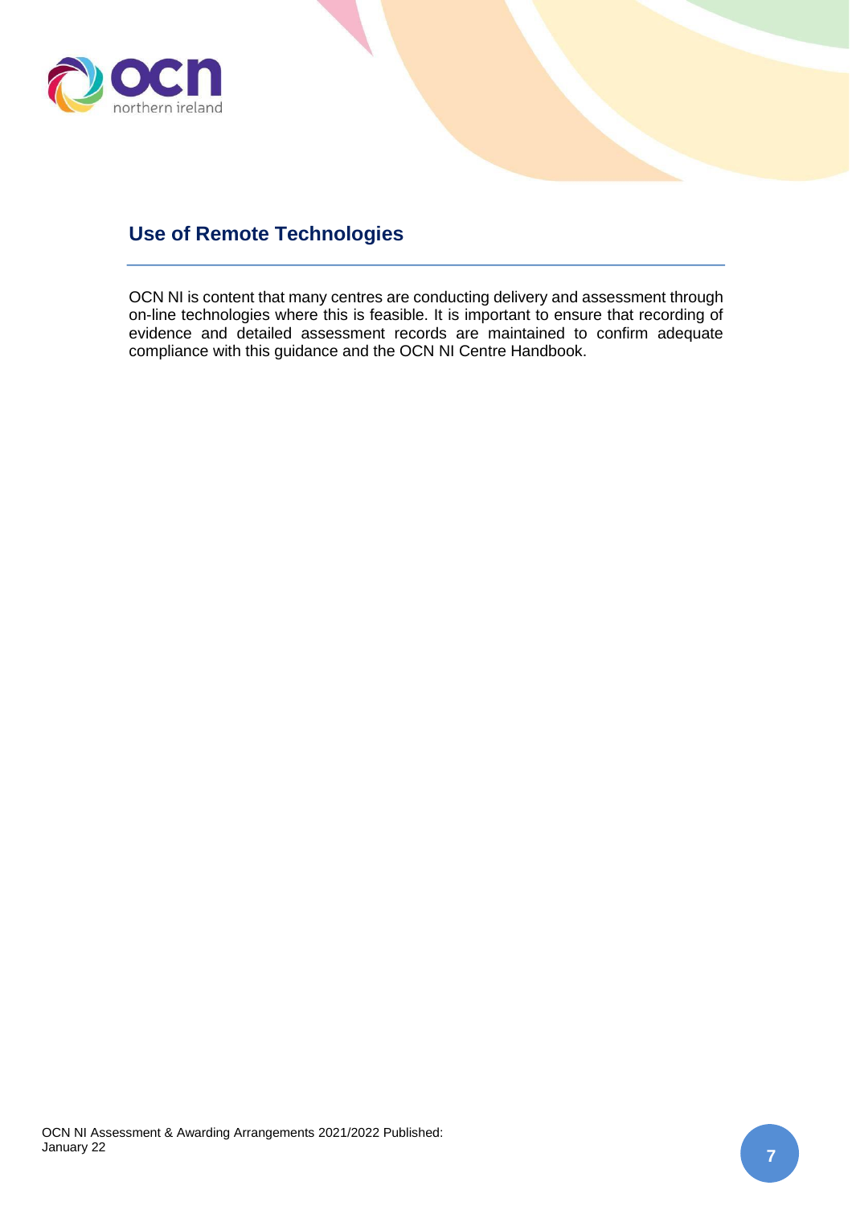## Use of Remote Technologies

OCN NI is content that many centres are conducting delivery and assessment through on-line technologies where this is feasible. It is important to ensure that recording of evidence and detailed assessment records are maintained to confirm adequate compliance with this guidance and the OCN NI Centre Handbook.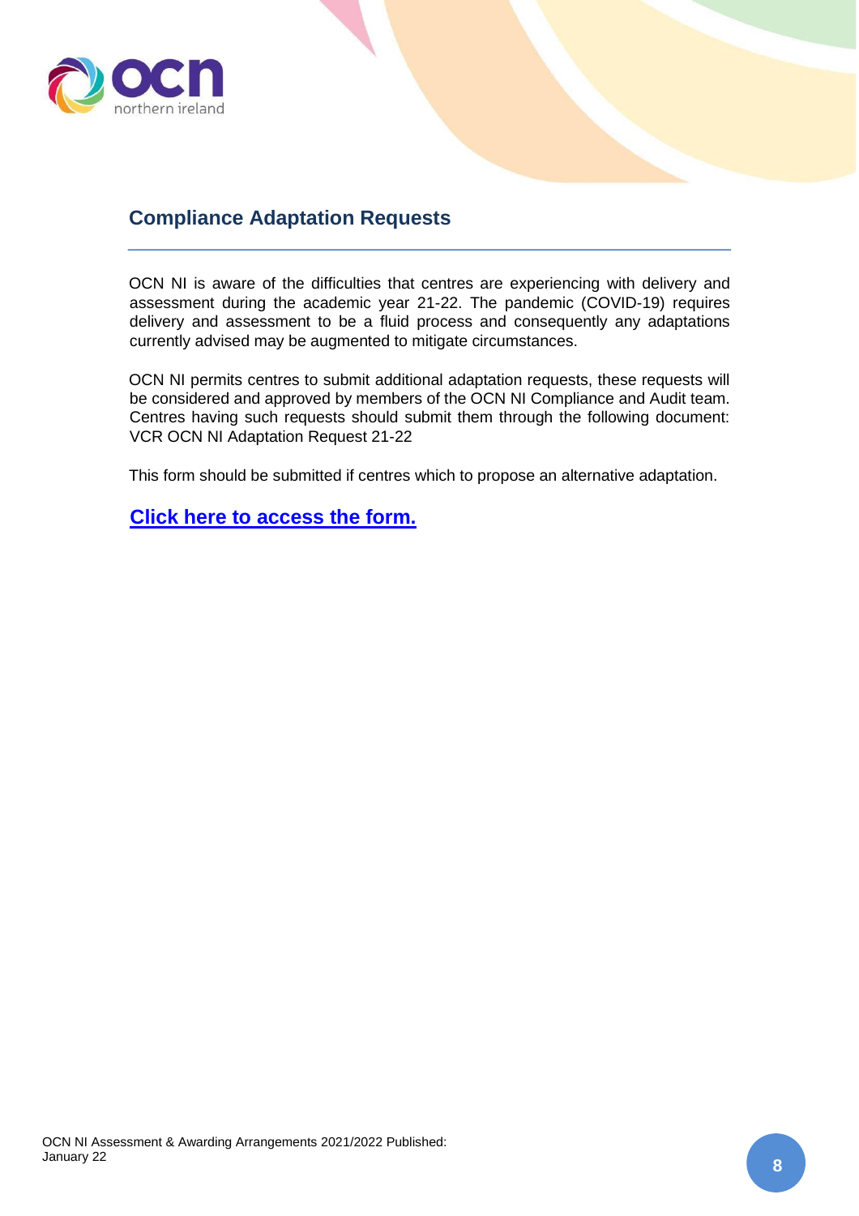## Compliance Adaptation Requests

OCN NI is aware of the difficulties that centres are experiencing with delivery and assessment during the academic year 21-22. The pandemic (COVID-19) requires delivery and assessment to be a fluid process and consequently any adaptations currently advised may be augmented to mitigate circumstances.

OCN NI permits centres to submit additional adaptation requests, these requests will be considered and approved by members of the OCN NI Compliance and Audit team. Centres having such requests should submit them through the following document: VCR OCN NI Adaptation Request 21-22

This form should be submitted if centres which to propose an alternative adaptation.

**Click here to access the form.**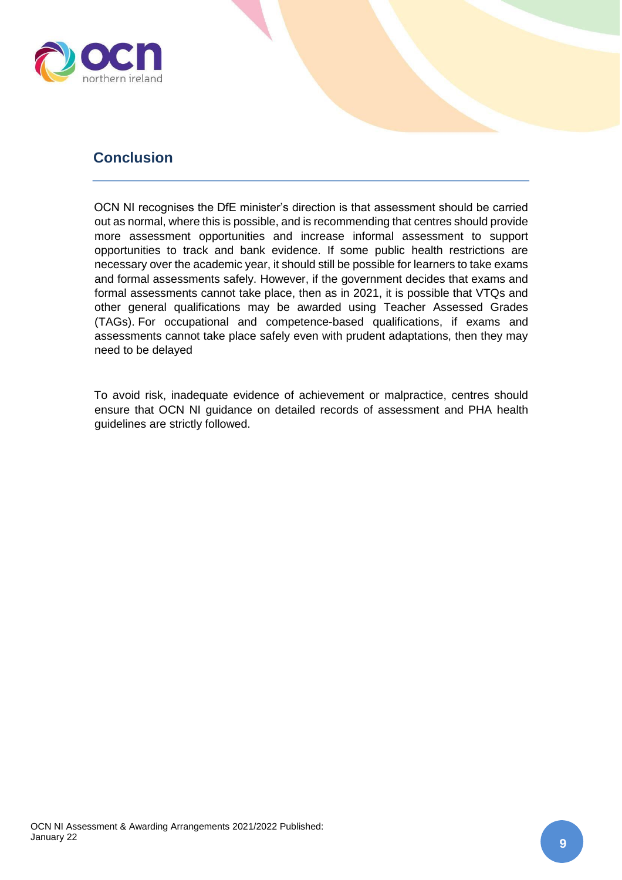## Conclusion

OCN NI recognises the DfE minister's direction is that assessment should be carried out as normal, where this is possible, and is recommending that centres should provide more assessment opportunities and increase informal assessment to support opportunities to track and bank evidence. If some public health restrictions are necessary over the academic year, it should still be possible for learners to take exams and formal assessments safely. However, if the government decides that exams and formal assessments cannot take place, then as in 2021, it is possible that VTQs and other general qualifications may be awarded using Teacher Assessed Grades (TAGs). For occupational and competence-based qualifications, if exams and assessments cannot take place safely even with prudent adaptations, then they may need to be delayed

To avoid risk, inadequate evidence of achievement or malpractice, centres should ensure that OCN NI guidance on detailed records of assessment and PHA health guidelines are strictly followed.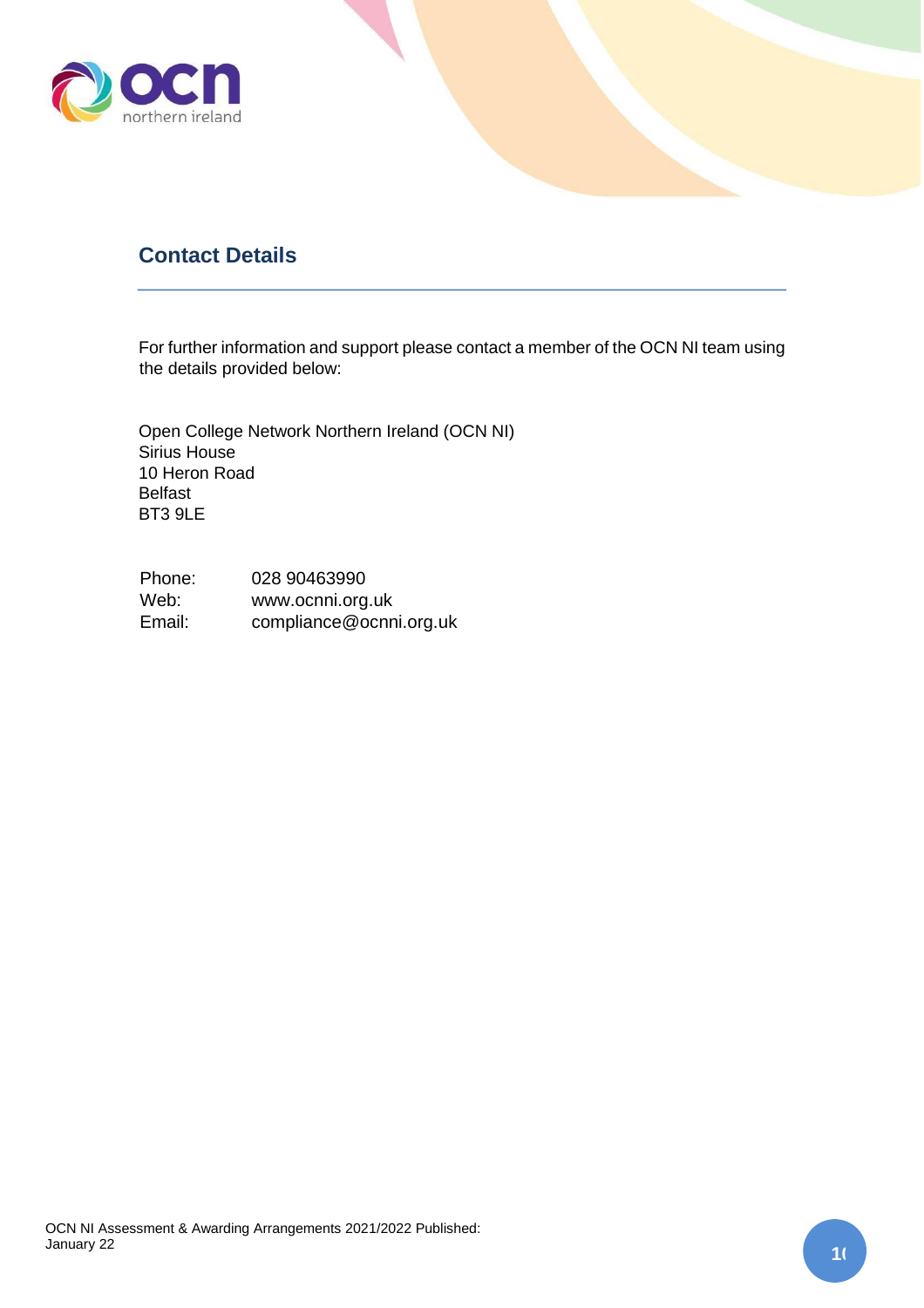## Contact Details

For further information and support please contact a member of the OCN NI team using the details provided below:

Open College Network Northern Ireland (OCN NI)
Sirius House
10 Heron Road
Belfast
BT3 9LE

| | |
|---|---|
| Phone: | 028 90463990 |
| Web: | www.ocnni.org.uk |
| Email: | compliance@ocnni.org.uk |